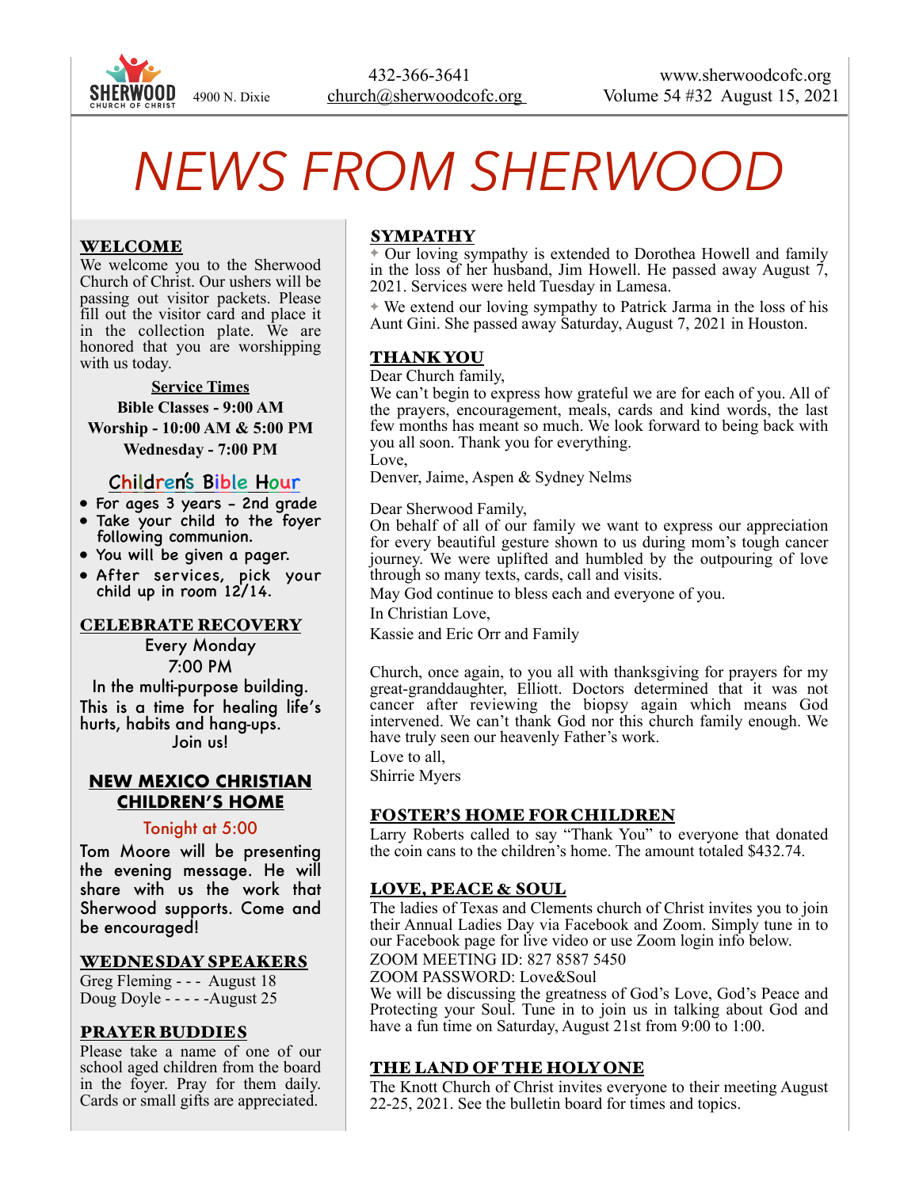SHERWOOD CHURCH OF CHRIST 4900 N. Dixie

432-366-3641
church@sherwoodcofc.org

www.sherwoodcofc.org
Volume 54 #32 August 15, 2021

# NEWS FROM SHERWOOD

## WELCOME

We welcome you to the Sherwood Church of Christ. Our ushers will be passing out visitor packets. Please fill out the visitor card and place it in the collection plate. We are honored that you are worshipping with us today.

**Service Times**

**Bible Classes - 9:00 AM**

**Worship - 10:00 AM & 5:00 PM**

**Wednesday - 7:00 PM**

## Children's Bible Hour

- For ages 3 years – 2nd grade
- Take your child to the foyer following communion.
- You will be given a pager.
- After services, pick your child up in room 12/14.

## CELEBRATE RECOVERY

Every Monday
7:00 PM
In the multi-purpose building.
This is a time for healing life's hurts, habits and hang-ups.
Join us!

## NEW MEXICO CHRISTIAN CHILDREN'S HOME

Tonight at 5:00

Tom Moore will be presenting the evening message. He will share with us the work that Sherwood supports. Come and be encouraged!

## WEDNESDAY SPEAKERS

Greg Fleming - - - August 18
Doug Doyle - - - - -August 25

## PRAYER BUDDIES

Please take a name of one of our school aged children from the board in the foyer. Pray for them daily. Cards or small gifts are appreciated.

## SYMPATHY

✦ Our loving sympathy is extended to Dorothea Howell and family in the loss of her husband, Jim Howell. He passed away August 7, 2021. Services were held Tuesday in Lamesa.

✦ We extend our loving sympathy to Patrick Jarma in the loss of his Aunt Gini. She passed away Saturday, August 7, 2021 in Houston.

## THANK YOU

Dear Church family,
We can't begin to express how grateful we are for each of you. All of the prayers, encouragement, meals, cards and kind words, the last few months has meant so much. We look forward to being back with you all soon. Thank you for everything.
Love,
Denver, Jaime, Aspen & Sydney Nelms

Dear Sherwood Family,
On behalf of all of our family we want to express our appreciation for every beautiful gesture shown to us during mom's tough cancer journey. We were uplifted and humbled by the outpouring of love through so many texts, cards, call and visits.
May God continue to bless each and everyone of you.
In Christian Love,
Kassie and Eric Orr and Family

Church, once again, to you all with thanksgiving for prayers for my great-granddaughter, Elliott. Doctors determined that it was not cancer after reviewing the biopsy again which means God intervened. We can't thank God nor this church family enough. We have truly seen our heavenly Father's work.
Love to all,
Shirrie Myers

## FOSTER'S HOME FOR CHILDREN

Larry Roberts called to say "Thank You" to everyone that donated the coin cans to the children's home. The amount totaled $432.74.

## LOVE, PEACE & SOUL

The ladies of Texas and Clements church of Christ invites you to join their Annual Ladies Day via Facebook and Zoom. Simply tune in to our Facebook page for live video or use Zoom login info below.
ZOOM MEETING ID: 827 8587 5450
ZOOM PASSWORD: Love&Soul
We will be discussing the greatness of God's Love, God's Peace and Protecting your Soul. Tune in to join us in talking about God and have a fun time on Saturday, August 21st from 9:00 to 1:00.

## THE LAND OF THE HOLY ONE

The Knott Church of Christ invites everyone to their meeting August 22-25, 2021. See the bulletin board for times and topics.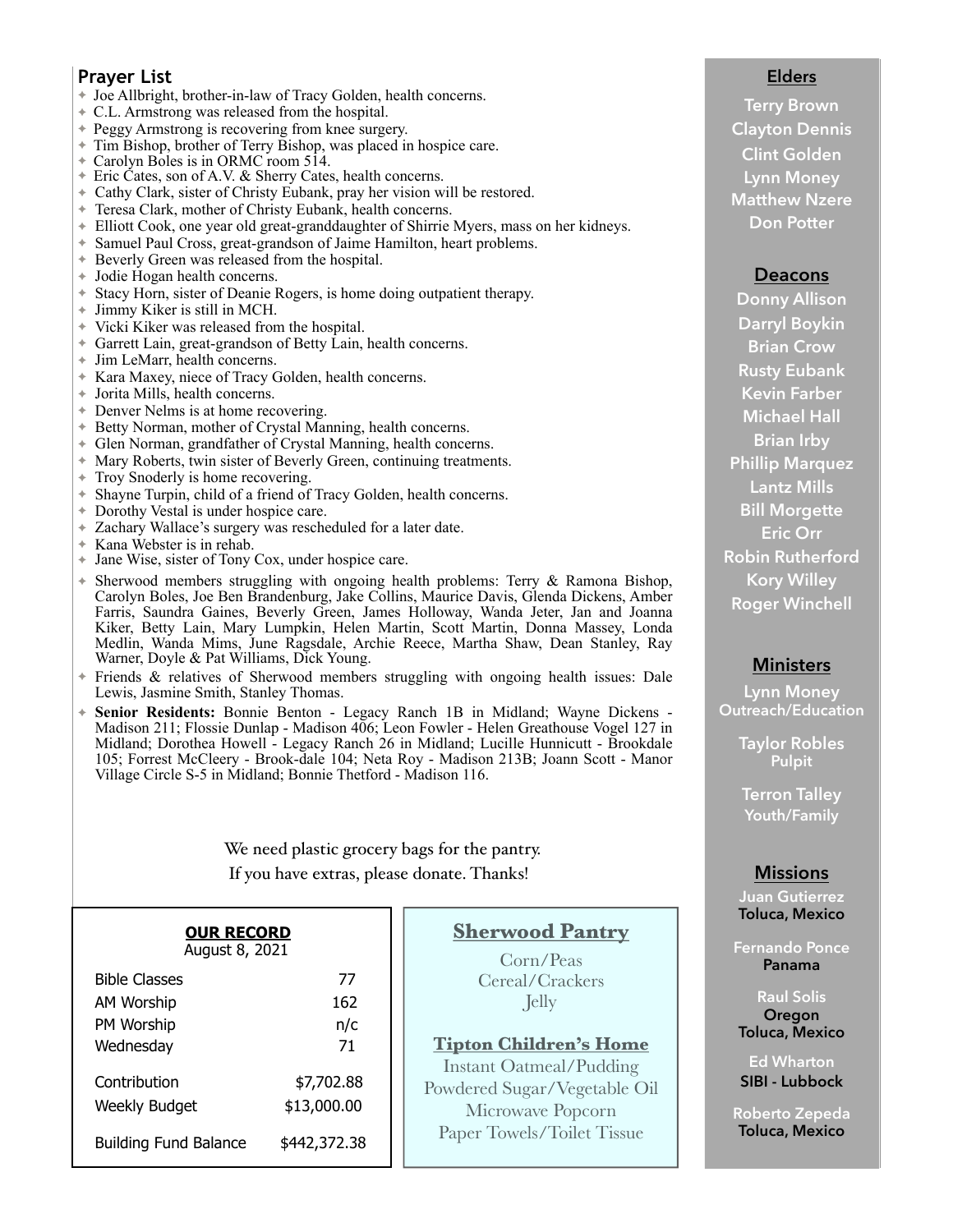## Prayer List

- Joe Allbright, brother-in-law of Tracy Golden, health concerns.
- C.L. Armstrong was released from the hospital.
- Peggy Armstrong is recovering from knee surgery.
- Tim Bishop, brother of Terry Bishop, was placed in hospice care.
- Carolyn Boles is in ORMC room 514.
- Eric Cates, son of A.V. & Sherry Cates, health concerns.
- Cathy Clark, sister of Christy Eubank, pray her vision will be restored.
- Teresa Clark, mother of Christy Eubank, health concerns.
- Elliott Cook, one year old great-granddaughter of Shirrie Myers, mass on her kidneys.
- Samuel Paul Cross, great-grandson of Jaime Hamilton, heart problems.
- Beverly Green was released from the hospital.
- Jodie Hogan health concerns.
- Stacy Horn, sister of Deanie Rogers, is home doing outpatient therapy.
- Jimmy Kiker is still in MCH.
- Vicki Kiker was released from the hospital.
- Garrett Lain, great-grandson of Betty Lain, health concerns.
- Jim LeMarr, health concerns.
- Kara Maxey, niece of Tracy Golden, health concerns.
- Jorita Mills, health concerns.
- Denver Nelms is at home recovering.
- Betty Norman, mother of Crystal Manning, health concerns.
- Glen Norman, grandfather of Crystal Manning, health concerns.
- Mary Roberts, twin sister of Beverly Green, continuing treatments.
- Troy Snoderly is home recovering.
- Shayne Turpin, child of a friend of Tracy Golden, health concerns.
- Dorothy Vestal is under hospice care.
- Zachary Wallace's surgery was rescheduled for a later date.
- Kana Webster is in rehab.
- Jane Wise, sister of Tony Cox, under hospice care.
- Sherwood members struggling with ongoing health problems: Terry & Ramona Bishop, Carolyn Boles, Joe Ben Brandenburg, Jake Collins, Maurice Davis, Glenda Dickens, Amber Farris, Saundra Gaines, Beverly Green, James Holloway, Wanda Jeter, Jan and Joanna Kiker, Betty Lain, Mary Lumpkin, Helen Martin, Scott Martin, Donna Massey, Londa Medlin, Wanda Mims, June Ragsdale, Archie Reece, Martha Shaw, Dean Stanley, Ray Warner, Doyle & Pat Williams, Dick Young.
- Friends & relatives of Sherwood members struggling with ongoing health issues: Dale Lewis, Jasmine Smith, Stanley Thomas.
- **Senior Residents:** Bonnie Benton - Legacy Ranch 1B in Midland; Wayne Dickens - Madison 211; Flossie Dunlap - Madison 406; Leon Fowler - Helen Greathouse Vogel 127 in Midland; Dorothea Howell - Legacy Ranch 26 in Midland; Lucille Hunnicutt - Brookdale 105; Forrest McCleery - Brook-dale 104; Neta Roy - Madison 213B; Joann Scott - Manor Village Circle S-5 in Midland; Bonnie Thetford - Madison 116.

We need plastic grocery bags for the pantry.
If you have extras, please donate. Thanks!

**OUR RECORD**
August 8, 2021

| | |
|---|---|
| Bible Classes | 77 |
| AM Worship | 162 |
| PM Worship | n/c |
| Wednesday | 71 |
| Contribution | $7,702.88 |
| Weekly Budget | $13,000.00 |
| Building Fund Balance | $442,372.38 |

### Sherwood Pantry

Corn/Peas
Cereal/Crackers
Jelly

### Tipton Children's Home

Instant Oatmeal/Pudding
Powdered Sugar/Vegetable Oil
Microwave Popcorn
Paper Towels/Toilet Tissue

### Elders

Terry Brown
Clayton Dennis
Clint Golden
Lynn Money
Matthew Nzere
Don Potter

### Deacons

Donny Allison
Darryl Boykin
Brian Crow
Rusty Eubank
Kevin Farber
Michael Hall
Brian Irby
Phillip Marquez
Lantz Mills
Bill Morgette
Eric Orr
Robin Rutherford
Kory Willey
Roger Winchell

### Ministers

Lynn Money
Outreach/Education

Taylor Robles
Pulpit

Terron Talley
Youth/Family

### Missions

Juan Gutierrez
Toluca, Mexico

Fernando Ponce
Panama

Raul Solis
Oregon
Toluca, Mexico

Ed Wharton
SIBI - Lubbock

Roberto Zepeda
Toluca, Mexico